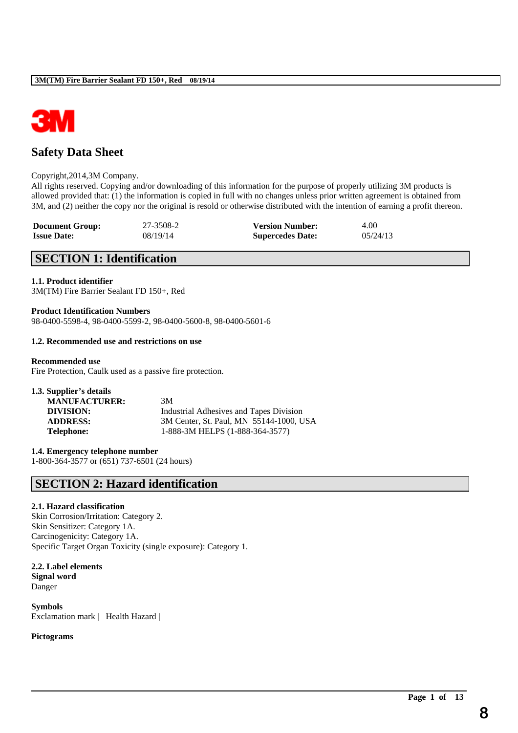# Safety Data Sheet

Copyright,2014,3M Company.
All rights reserved. Copying and/or downloading of this information for the purpose of properly utilizing 3M products is allowed provided that: (1) the information is copied in full with no changes unless prior written agreement is obtained from 3M, and (2) neither the copy nor the original is resold or otherwise distributed with the intention of earning a profit thereon.

| | | | |
|---|---|---|---|
| **Document Group:** | 27-3508-2 | **Version Number:** | 4.00 |
| **Issue Date:** | 08/19/14 | **Supercedes Date:** | 05/24/13 |

## SECTION 1: Identification

**1.1. Product identifier**
3M(TM) Fire Barrier Sealant FD 150+, Red

**Product Identification Numbers**
98-0400-5598-4, 98-0400-5599-2, 98-0400-5600-8, 98-0400-5601-6

**1.2. Recommended use and restrictions on use**

**Recommended use**
Fire Protection, Caulk used as a passive fire protection.

**1.3. Supplier's details**

| | |
|---|---|
| **MANUFACTURER:** | 3M |
| **DIVISION:** | Industrial Adhesives and Tapes Division |
| **ADDRESS:** | 3M Center, St. Paul, MN 55144-1000, USA |
| **Telephone:** | 1-888-3M HELPS (1-888-364-3577) |

**1.4. Emergency telephone number**
1-800-364-3577 or (651) 737-6501 (24 hours)

## SECTION 2: Hazard identification

**2.1. Hazard classification**
Skin Corrosion/Irritation: Category 2.
Skin Sensitizer: Category 1A.
Carcinogenicity: Category 1A.
Specific Target Organ Toxicity (single exposure): Category 1.

**2.2. Label elements**
**Signal word**
Danger

**Symbols**
Exclamation mark | Health Hazard |

**Pictograms**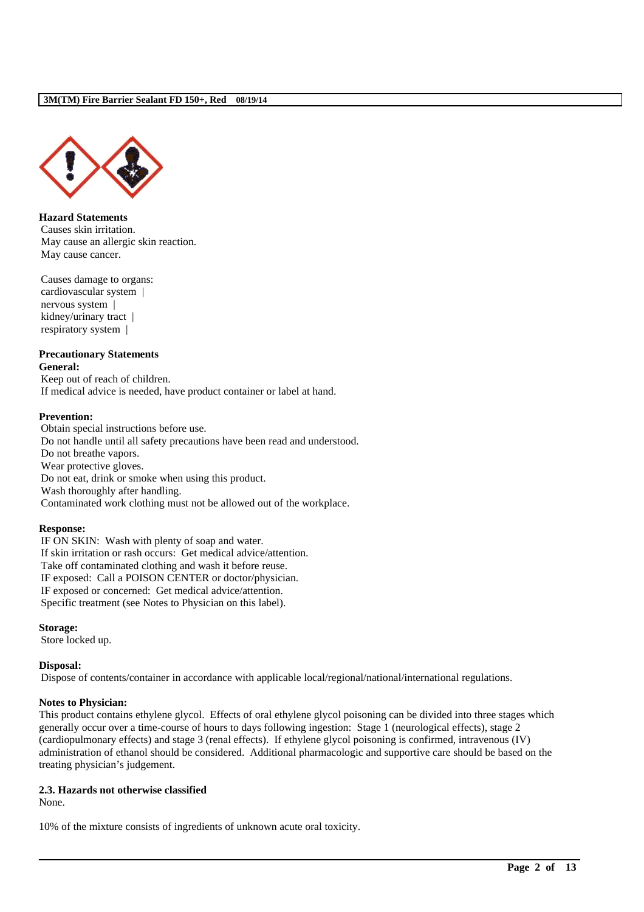**Hazard Statements**

Causes skin irritation.
May cause an allergic skin reaction.
May cause cancer.

Causes damage to organs:
cardiovascular system |
nervous system |
kidney/urinary tract |
respiratory system |

**Precautionary Statements**

**General:**

Keep out of reach of children.
If medical advice is needed, have product container or label at hand.

**Prevention:**

Obtain special instructions before use.
Do not handle until all safety precautions have been read and understood.
Do not breathe vapors.
Wear protective gloves.
Do not eat, drink or smoke when using this product.
Wash thoroughly after handling.
Contaminated work clothing must not be allowed out of the workplace.

**Response:**

IF ON SKIN: Wash with plenty of soap and water.
If skin irritation or rash occurs: Get medical advice/attention.
Take off contaminated clothing and wash it before reuse.
IF exposed: Call a POISON CENTER or doctor/physician.
IF exposed or concerned: Get medical advice/attention.
Specific treatment (see Notes to Physician on this label).

**Storage:**

Store locked up.

**Disposal:**

Dispose of contents/container in accordance with applicable local/regional/national/international regulations.

**Notes to Physician:**

This product contains ethylene glycol. Effects of oral ethylene glycol poisoning can be divided into three stages which generally occur over a time-course of hours to days following ingestion: Stage 1 (neurological effects), stage 2 (cardiopulmonary effects) and stage 3 (renal effects). If ethylene glycol poisoning is confirmed, intravenous (IV) administration of ethanol should be considered. Additional pharmacologic and supportive care should be based on the treating physician's judgement.

### 2.3. Hazards not otherwise classified

None.

10% of the mixture consists of ingredients of unknown acute oral toxicity.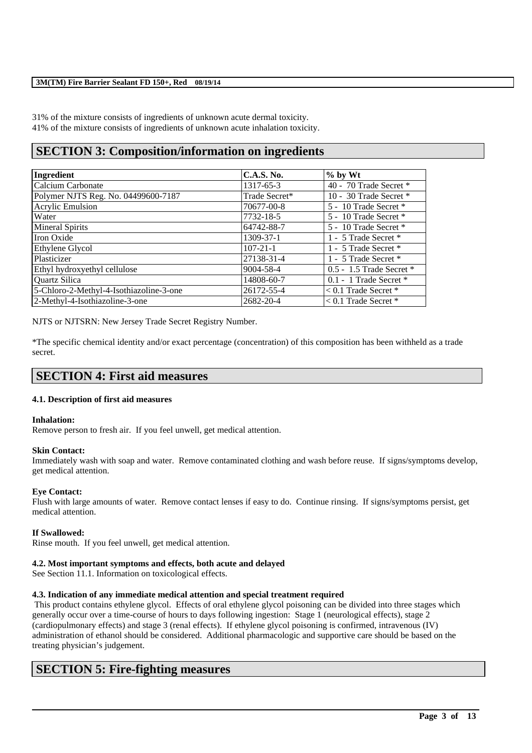31% of the mixture consists of ingredients of unknown acute dermal toxicity.
41% of the mixture consists of ingredients of unknown acute inhalation toxicity.

## SECTION 3: Composition/information on ingredients

| Ingredient | C.A.S. No. | % by Wt |
|---|---|---|
| Calcium Carbonate | 1317-65-3 | 40 - 70 Trade Secret * |
| Polymer NJTS Reg. No. 04499600-7187 | Trade Secret* | 10 - 30 Trade Secret * |
| Acrylic Emulsion | 70677-00-8 | 5 - 10 Trade Secret * |
| Water | 7732-18-5 | 5 - 10 Trade Secret * |
| Mineral Spirits | 64742-88-7 | 5 - 10 Trade Secret * |
| Iron Oxide | 1309-37-1 | 1 - 5 Trade Secret * |
| Ethylene Glycol | 107-21-1 | 1 - 5 Trade Secret * |
| Plasticizer | 27138-31-4 | 1 - 5 Trade Secret * |
| Ethyl hydroxyethyl cellulose | 9004-58-4 | 0.5 - 1.5 Trade Secret * |
| Quartz Silica | 14808-60-7 | 0.1 - 1 Trade Secret * |
| 5-Chloro-2-Methyl-4-Isothiazoline-3-one | 26172-55-4 | < 0.1 Trade Secret * |
| 2-Methyl-4-Isothiazoline-3-one | 2682-20-4 | < 0.1 Trade Secret * |

NJTS or NJTSRN: New Jersey Trade Secret Registry Number.

*The specific chemical identity and/or exact percentage (concentration) of this composition has been withheld as a trade secret.

## SECTION 4: First aid measures

### 4.1. Description of first aid measures

**Inhalation:**
Remove person to fresh air. If you feel unwell, get medical attention.

**Skin Contact:**
Immediately wash with soap and water. Remove contaminated clothing and wash before reuse. If signs/symptoms develop, get medical attention.

**Eye Contact:**
Flush with large amounts of water. Remove contact lenses if easy to do. Continue rinsing. If signs/symptoms persist, get medical attention.

**If Swallowed:**
Rinse mouth. If you feel unwell, get medical attention.

### 4.2. Most important symptoms and effects, both acute and delayed

See Section 11.1. Information on toxicological effects.

### 4.3. Indication of any immediate medical attention and special treatment required

This product contains ethylene glycol. Effects of oral ethylene glycol poisoning can be divided into three stages which generally occur over a time-course of hours to days following ingestion: Stage 1 (neurological effects), stage 2 (cardiopulmonary effects) and stage 3 (renal effects). If ethylene glycol poisoning is confirmed, intravenous (IV) administration of ethanol should be considered. Additional pharmacologic and supportive care should be based on the treating physician's judgement.

## SECTION 5: Fire-fighting measures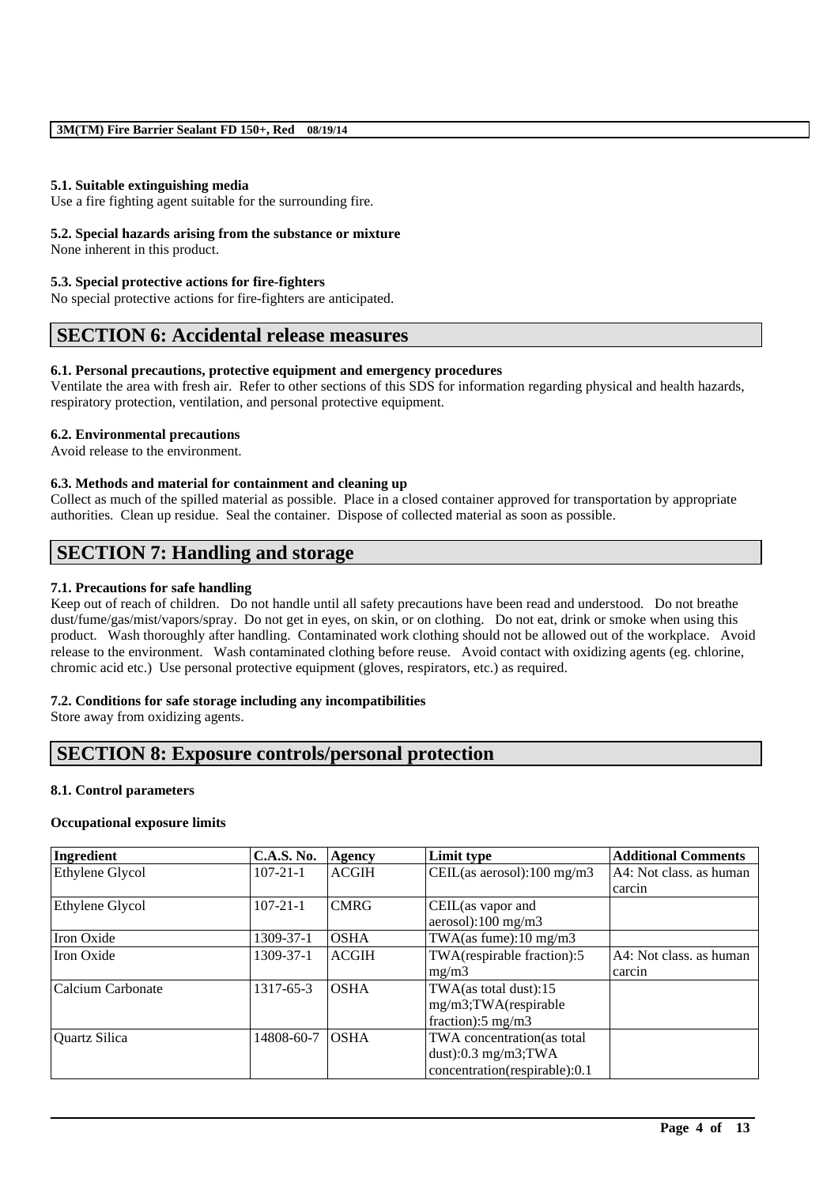#### 5.1. Suitable extinguishing media
Use a fire fighting agent suitable for the surrounding fire.

#### 5.2. Special hazards arising from the substance or mixture
None inherent in this product.

#### 5.3. Special protective actions for fire-fighters
No special protective actions for fire-fighters are anticipated.

## SECTION 6: Accidental release measures

#### 6.1. Personal precautions, protective equipment and emergency procedures
Ventilate the area with fresh air. Refer to other sections of this SDS for information regarding physical and health hazards, respiratory protection, ventilation, and personal protective equipment.

#### 6.2. Environmental precautions
Avoid release to the environment.

#### 6.3. Methods and material for containment and cleaning up
Collect as much of the spilled material as possible. Place in a closed container approved for transportation by appropriate authorities. Clean up residue. Seal the container. Dispose of collected material as soon as possible.

## SECTION 7: Handling and storage

#### 7.1. Precautions for safe handling
Keep out of reach of children. Do not handle until all safety precautions have been read and understood. Do not breathe dust/fume/gas/mist/vapors/spray. Do not get in eyes, on skin, or on clothing. Do not eat, drink or smoke when using this product. Wash thoroughly after handling. Contaminated work clothing should not be allowed out of the workplace. Avoid release to the environment. Wash contaminated clothing before reuse. Avoid contact with oxidizing agents (eg. chlorine, chromic acid etc.) Use personal protective equipment (gloves, respirators, etc.) as required.

#### 7.2. Conditions for safe storage including any incompatibilities
Store away from oxidizing agents.

## SECTION 8: Exposure controls/personal protection

#### 8.1. Control parameters

**Occupational exposure limits**

| Ingredient | C.A.S. No. | Agency | Limit type | Additional Comments |
|---|---|---|---|---|
| Ethylene Glycol | 107-21-1 | ACGIH | CEIL(as aerosol):100 mg/m3 | A4: Not class. as human carcin |
| Ethylene Glycol | 107-21-1 | CMRG | CEIL(as vapor and aerosol):100 mg/m3 | |
| Iron Oxide | 1309-37-1 | OSHA | TWA(as fume):10 mg/m3 | |
| Iron Oxide | 1309-37-1 | ACGIH | TWA(respirable fraction):5 mg/m3 | A4: Not class. as human carcin |
| Calcium Carbonate | 1317-65-3 | OSHA | TWA(as total dust):15 mg/m3;TWA(respirable fraction):5 mg/m3 | |
| Quartz Silica | 14808-60-7 | OSHA | TWA concentration(as total dust):0.3 mg/m3;TWA concentration(respirable):0.1 | |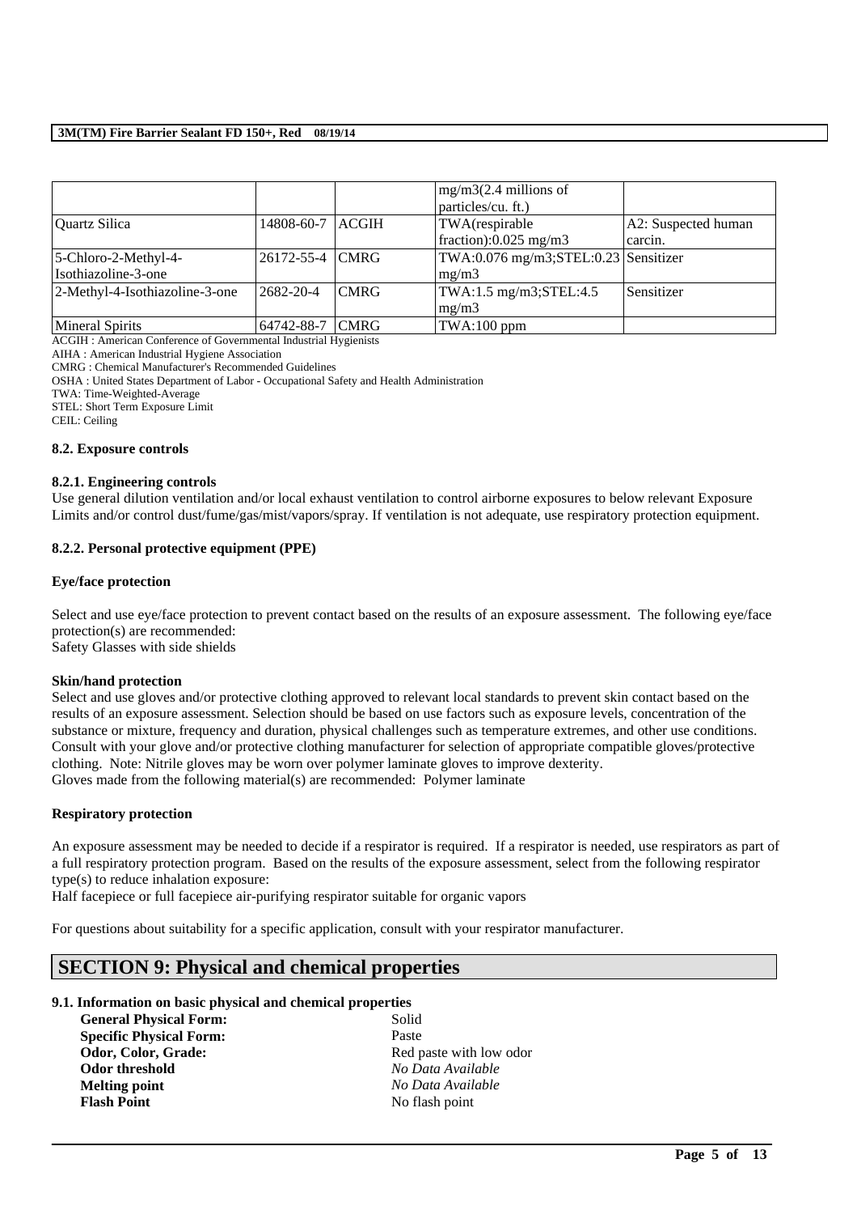| | | | mg/m3(2.4 millions of particles/cu. ft.) | |
|---|---|---|---|---|
| Quartz Silica | 14808-60-7 | ACGIH | TWA(respirable fraction):0.025 mg/m3 | A2: Suspected human carcin. |
| 5-Chloro-2-Methyl-4-Isothiazoline-3-one | 26172-55-4 | CMRG | TWA:0.076 mg/m3;STEL:0.23 mg/m3 | Sensitizer |
| 2-Methyl-4-Isothiazoline-3-one | 2682-20-4 | CMRG | TWA:1.5 mg/m3;STEL:4.5 mg/m3 | Sensitizer |
| Mineral Spirits | 64742-88-7 | CMRG | TWA:100 ppm | |

ACGIH : American Conference of Governmental Industrial Hygienists
AIHA : American Industrial Hygiene Association
CMRG : Chemical Manufacturer's Recommended Guidelines
OSHA : United States Department of Labor - Occupational Safety and Health Administration
TWA: Time-Weighted-Average
STEL: Short Term Exposure Limit
CEIL: Ceiling

### 8.2. Exposure controls

#### 8.2.1. Engineering controls

Use general dilution ventilation and/or local exhaust ventilation to control airborne exposures to below relevant Exposure Limits and/or control dust/fume/gas/mist/vapors/spray. If ventilation is not adequate, use respiratory protection equipment.

#### 8.2.2. Personal protective equipment (PPE)

**Eye/face protection**

Select and use eye/face protection to prevent contact based on the results of an exposure assessment. The following eye/face protection(s) are recommended:
Safety Glasses with side shields

**Skin/hand protection**

Select and use gloves and/or protective clothing approved to relevant local standards to prevent skin contact based on the results of an exposure assessment. Selection should be based on use factors such as exposure levels, concentration of the substance or mixture, frequency and duration, physical challenges such as temperature extremes, and other use conditions. Consult with your glove and/or protective clothing manufacturer for selection of appropriate compatible gloves/protective clothing. Note: Nitrile gloves may be worn over polymer laminate gloves to improve dexterity.
Gloves made from the following material(s) are recommended: Polymer laminate

**Respiratory protection**

An exposure assessment may be needed to decide if a respirator is required. If a respirator is needed, use respirators as part of a full respiratory protection program. Based on the results of the exposure assessment, select from the following respirator type(s) to reduce inhalation exposure:
Half facepiece or full facepiece air-purifying respirator suitable for organic vapors

For questions about suitability for a specific application, consult with your respirator manufacturer.

## SECTION 9: Physical and chemical properties

### 9.1. Information on basic physical and chemical properties

| | |
|---|---|
| **General Physical Form:** | Solid |
| **Specific Physical Form:** | Paste |
| **Odor, Color, Grade:** | Red paste with low odor |
| **Odor threshold** | *No Data Available* |
| **Melting point** | *No Data Available* |
| **Flash Point** | No flash point |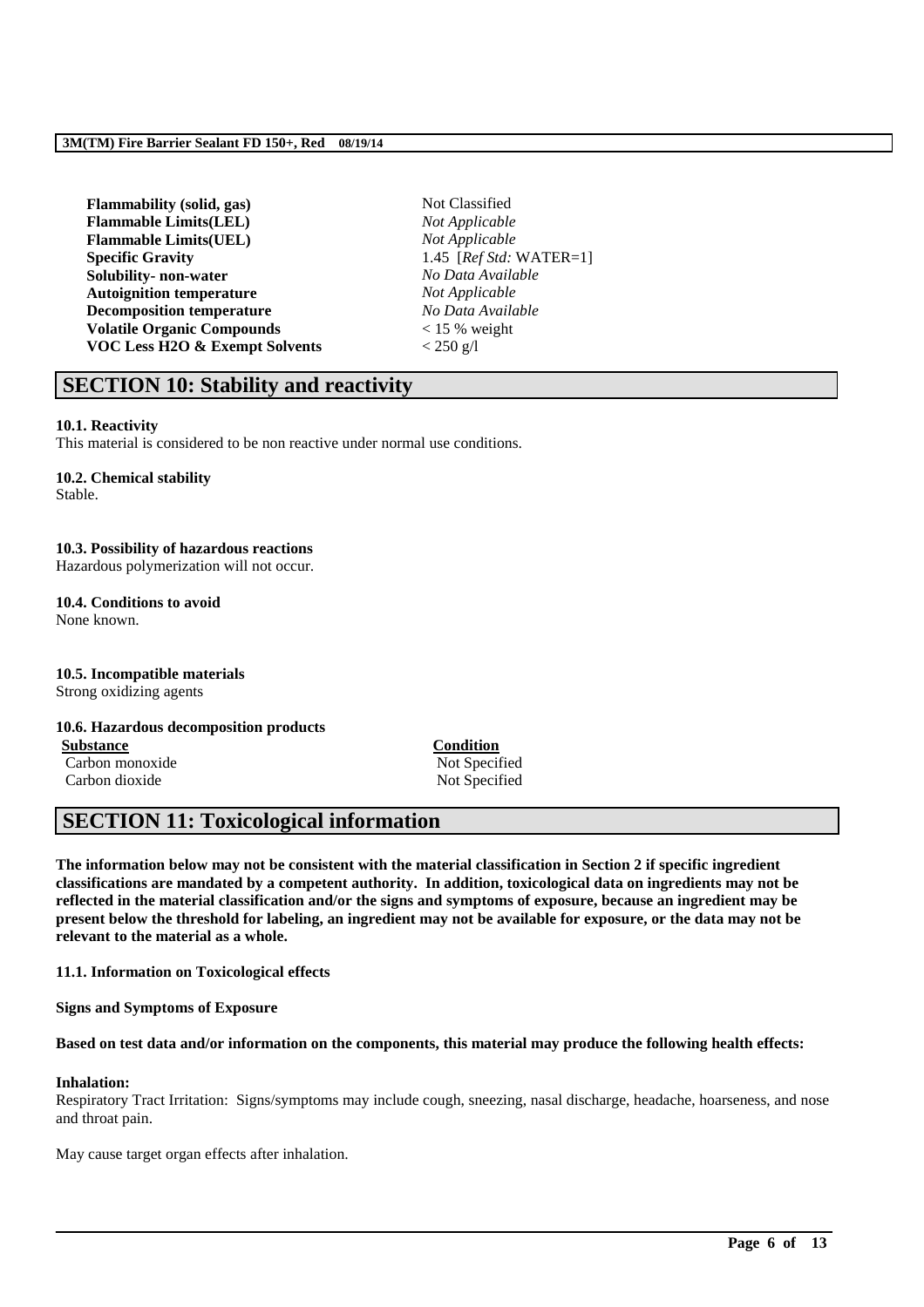| | |
|---|---|
| **Flammability (solid, gas)** | Not Classified |
| **Flammable Limits(LEL)** | *Not Applicable* |
| **Flammable Limits(UEL)** | *Not Applicable* |
| **Specific Gravity** | 1.45 [*Ref Std:* WATER=1] |
| **Solubility- non-water** | *No Data Available* |
| **Autoignition temperature** | *Not Applicable* |
| **Decomposition temperature** | *No Data Available* |
| **Volatile Organic Compounds** | < 15 % weight |
| **VOC Less H2O & Exempt Solvents** | < 250 g/l |

## SECTION 10: Stability and reactivity

**10.1. Reactivity**
This material is considered to be non reactive under normal use conditions.

**10.2. Chemical stability**
Stable.

**10.3. Possibility of hazardous reactions**
Hazardous polymerization will not occur.

**10.4. Conditions to avoid**
None known.

**10.5. Incompatible materials**
Strong oxidizing agents

**10.6. Hazardous decomposition products**

| Substance | Condition |
|---|---|
| Carbon monoxide | Not Specified |
| Carbon dioxide | Not Specified |

## SECTION 11: Toxicological information

**The information below may not be consistent with the material classification in Section 2 if specific ingredient classifications are mandated by a competent authority. In addition, toxicological data on ingredients may not be reflected in the material classification and/or the signs and symptoms of exposure, because an ingredient may be present below the threshold for labeling, an ingredient may not be available for exposure, or the data may not be relevant to the material as a whole.**

**11.1. Information on Toxicological effects**

**Signs and Symptoms of Exposure**

**Based on test data and/or information on the components, this material may produce the following health effects:**

**Inhalation:**
Respiratory Tract Irritation: Signs/symptoms may include cough, sneezing, nasal discharge, headache, hoarseness, and nose and throat pain.

May cause target organ effects after inhalation.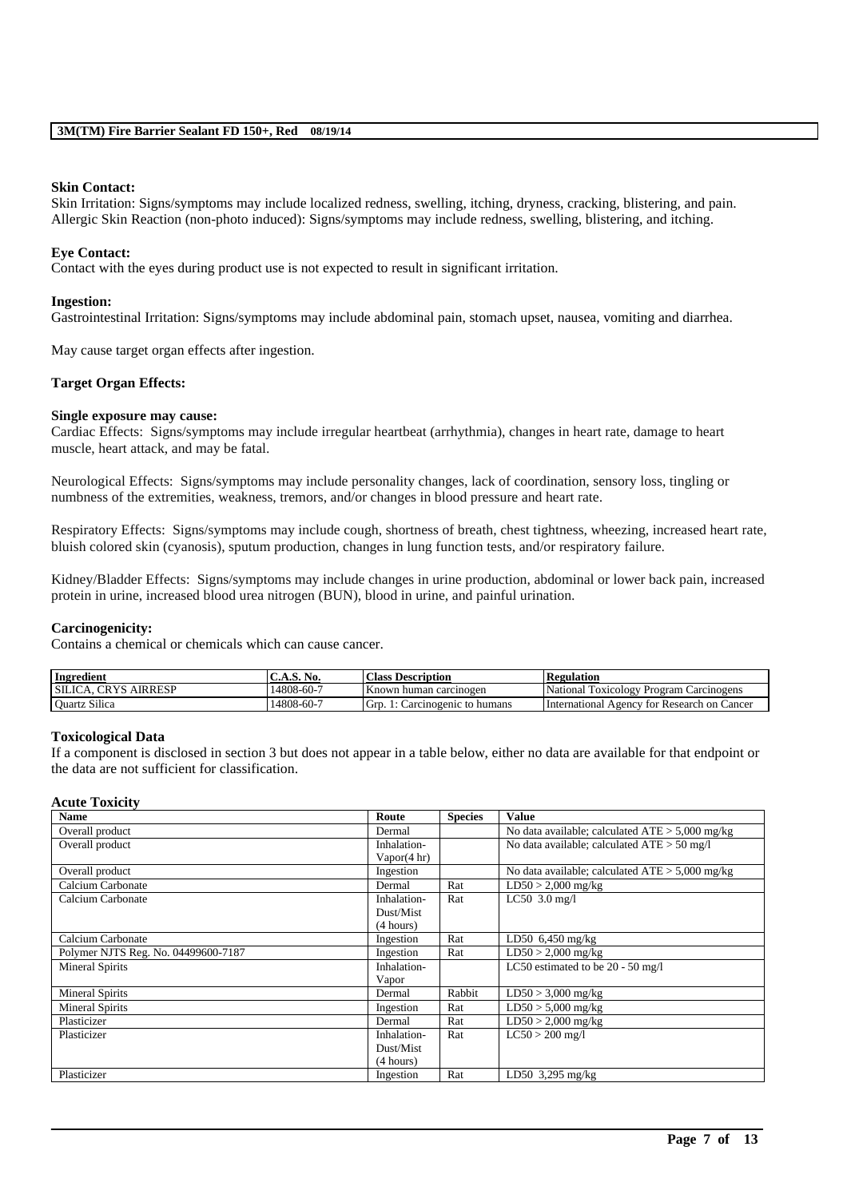**Skin Contact:**
Skin Irritation: Signs/symptoms may include localized redness, swelling, itching, dryness, cracking, blistering, and pain.
Allergic Skin Reaction (non-photo induced): Signs/symptoms may include redness, swelling, blistering, and itching.

**Eye Contact:**
Contact with the eyes during product use is not expected to result in significant irritation.

**Ingestion:**
Gastrointestinal Irritation: Signs/symptoms may include abdominal pain, stomach upset, nausea, vomiting and diarrhea.

May cause target organ effects after ingestion.

**Target Organ Effects:**

**Single exposure may cause:**
Cardiac Effects: Signs/symptoms may include irregular heartbeat (arrhythmia), changes in heart rate, damage to heart muscle, heart attack, and may be fatal.

Neurological Effects: Signs/symptoms may include personality changes, lack of coordination, sensory loss, tingling or numbness of the extremities, weakness, tremors, and/or changes in blood pressure and heart rate.

Respiratory Effects: Signs/symptoms may include cough, shortness of breath, chest tightness, wheezing, increased heart rate, bluish colored skin (cyanosis), sputum production, changes in lung function tests, and/or respiratory failure.

Kidney/Bladder Effects: Signs/symptoms may include changes in urine production, abdominal or lower back pain, increased protein in urine, increased blood urea nitrogen (BUN), blood in urine, and painful urination.

**Carcinogenicity:**
Contains a chemical or chemicals which can cause cancer.

| Ingredient | C.A.S. No. | Class Description | Regulation |
|---|---|---|---|
| SILICA, CRYS AIRRESP | 14808-60-7 | Known human carcinogen | National Toxicology Program Carcinogens |
| Quartz Silica | 14808-60-7 | Grp. 1: Carcinogenic to humans | International Agency for Research on Cancer |

**Toxicological Data**
If a component is disclosed in section 3 but does not appear in a table below, either no data are available for that endpoint or the data are not sufficient for classification.

**Acute Toxicity**

| Name | Route | Species | Value |
|---|---|---|---|
| Overall product | Dermal | | No data available; calculated ATE > 5,000 mg/kg |
| Overall product | Inhalation-Vapor(4 hr) | | No data available; calculated ATE > 50 mg/l |
| Overall product | Ingestion | | No data available; calculated ATE > 5,000 mg/kg |
| Calcium Carbonate | Dermal | Rat | LD50 > 2,000 mg/kg |
| Calcium Carbonate | Inhalation-Dust/Mist (4 hours) | Rat | LC50 3.0 mg/l |
| Calcium Carbonate | Ingestion | Rat | LD50 6,450 mg/kg |
| Polymer NJTS Reg. No. 04499600-7187 | Ingestion | Rat | LD50 > 2,000 mg/kg |
| Mineral Spirits | Inhalation-Vapor | | LC50 estimated to be 20 - 50 mg/l |
| Mineral Spirits | Dermal | Rabbit | LD50 > 3,000 mg/kg |
| Mineral Spirits | Ingestion | Rat | LD50 > 5,000 mg/kg |
| Plasticizer | Dermal | Rat | LD50 > 2,000 mg/kg |
| Plasticizer | Inhalation-Dust/Mist (4 hours) | Rat | LC50 > 200 mg/l |
| Plasticizer | Ingestion | Rat | LD50 3,295 mg/kg |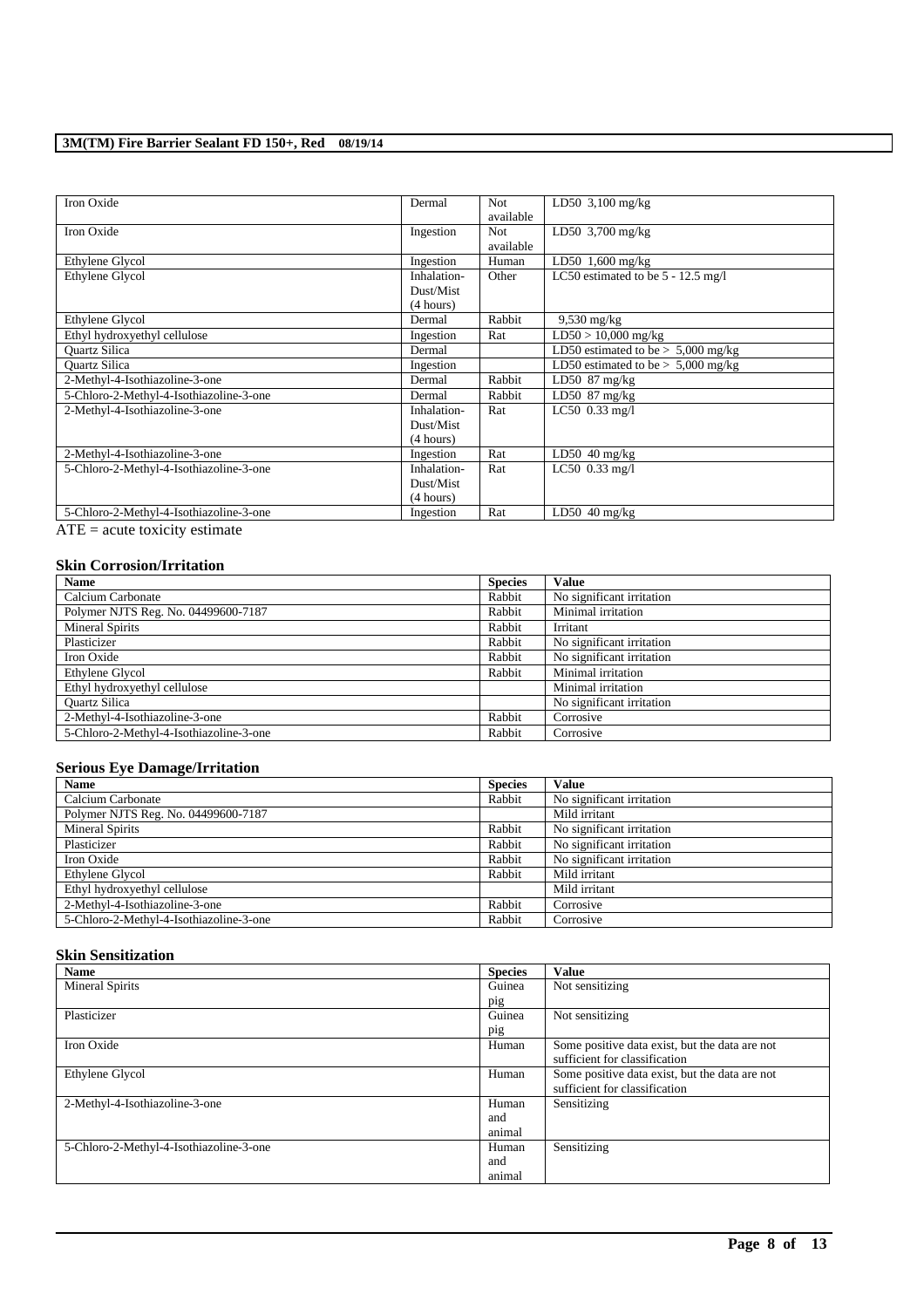| Iron Oxide | Dermal | Not available | LD50 3,100 mg/kg |
|---|---|---|---|
| Iron Oxide | Ingestion | Not available | LD50 3,700 mg/kg |
| Ethylene Glycol | Ingestion | Human | LD50 1,600 mg/kg |
| Ethylene Glycol | Inhalation-Dust/Mist (4 hours) | Other | LC50 estimated to be 5 - 12.5 mg/l |
| Ethylene Glycol | Dermal | Rabbit | 9,530 mg/kg |
| Ethyl hydroxyethyl cellulose | Ingestion | Rat | LD50 > 10,000 mg/kg |
| Quartz Silica | Dermal | | LD50 estimated to be > 5,000 mg/kg |
| Quartz Silica | Ingestion | | LD50 estimated to be > 5,000 mg/kg |
| 2-Methyl-4-Isothiazoline-3-one | Dermal | Rabbit | LD50 87 mg/kg |
| 5-Chloro-2-Methyl-4-Isothiazoline-3-one | Dermal | Rabbit | LD50 87 mg/kg |
| 2-Methyl-4-Isothiazoline-3-one | Inhalation-Dust/Mist (4 hours) | Rat | LC50 0.33 mg/l |
| 2-Methyl-4-Isothiazoline-3-one | Ingestion | Rat | LD50 40 mg/kg |
| 5-Chloro-2-Methyl-4-Isothiazoline-3-one | Inhalation-Dust/Mist (4 hours) | Rat | LC50 0.33 mg/l |
| 5-Chloro-2-Methyl-4-Isothiazoline-3-one | Ingestion | Rat | LD50 40 mg/kg |

ATE = acute toxicity estimate

### Skin Corrosion/Irritation

| Name | Species | Value |
|---|---|---|
| Calcium Carbonate | Rabbit | No significant irritation |
| Polymer NJTS Reg. No. 04499600-7187 | Rabbit | Minimal irritation |
| Mineral Spirits | Rabbit | Irritant |
| Plasticizer | Rabbit | No significant irritation |
| Iron Oxide | Rabbit | No significant irritation |
| Ethylene Glycol | Rabbit | Minimal irritation |
| Ethyl hydroxyethyl cellulose | | Minimal irritation |
| Quartz Silica | | No significant irritation |
| 2-Methyl-4-Isothiazoline-3-one | Rabbit | Corrosive |
| 5-Chloro-2-Methyl-4-Isothiazoline-3-one | Rabbit | Corrosive |

### Serious Eye Damage/Irritation

| Name | Species | Value |
|---|---|---|
| Calcium Carbonate | Rabbit | No significant irritation |
| Polymer NJTS Reg. No. 04499600-7187 | | Mild irritant |
| Mineral Spirits | Rabbit | No significant irritation |
| Plasticizer | Rabbit | No significant irritation |
| Iron Oxide | Rabbit | No significant irritation |
| Ethylene Glycol | Rabbit | Mild irritant |
| Ethyl hydroxyethyl cellulose | | Mild irritant |
| 2-Methyl-4-Isothiazoline-3-one | Rabbit | Corrosive |
| 5-Chloro-2-Methyl-4-Isothiazoline-3-one | Rabbit | Corrosive |

### Skin Sensitization

| Name | Species | Value |
|---|---|---|
| Mineral Spirits | Guinea pig | Not sensitizing |
| Plasticizer | Guinea pig | Not sensitizing |
| Iron Oxide | Human | Some positive data exist, but the data are not sufficient for classification |
| Ethylene Glycol | Human | Some positive data exist, but the data are not sufficient for classification |
| 2-Methyl-4-Isothiazoline-3-one | Human and animal | Sensitizing |
| 5-Chloro-2-Methyl-4-Isothiazoline-3-one | Human and animal | Sensitizing |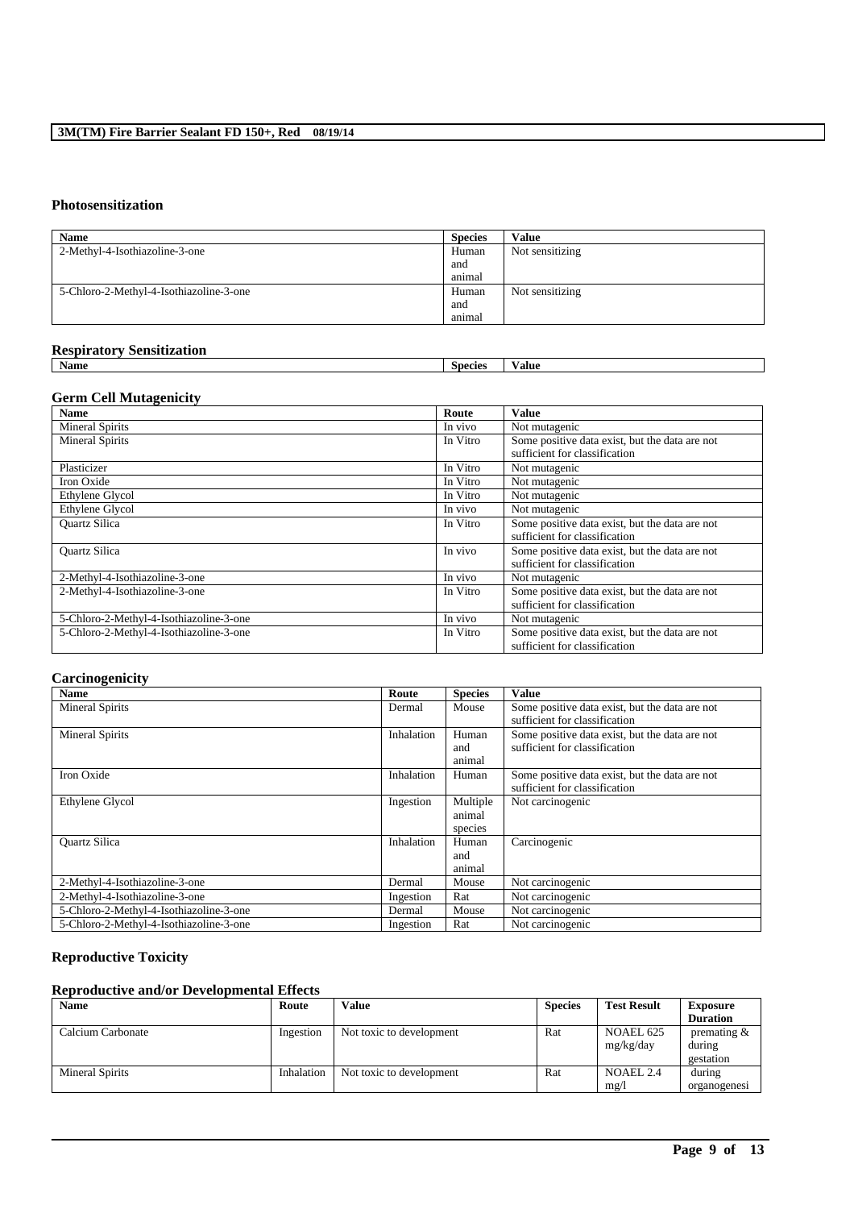### Photosensitization

| Name | Species | Value |
|---|---|---|
| 2-Methyl-4-Isothiazoline-3-one | Human and animal | Not sensitizing |
| 5-Chloro-2-Methyl-4-Isothiazoline-3-one | Human and animal | Not sensitizing |

### Respiratory Sensitization

| Name | Species | Value |
|---|---|---|

### Germ Cell Mutagenicity

| Name | Route | Value |
|---|---|---|
| Mineral Spirits | In vivo | Not mutagenic |
| Mineral Spirits | In Vitro | Some positive data exist, but the data are not sufficient for classification |
| Plasticizer | In Vitro | Not mutagenic |
| Iron Oxide | In Vitro | Not mutagenic |
| Ethylene Glycol | In Vitro | Not mutagenic |
| Ethylene Glycol | In vivo | Not mutagenic |
| Quartz Silica | In Vitro | Some positive data exist, but the data are not sufficient for classification |
| Quartz Silica | In vivo | Some positive data exist, but the data are not sufficient for classification |
| 2-Methyl-4-Isothiazoline-3-one | In vivo | Not mutagenic |
| 2-Methyl-4-Isothiazoline-3-one | In Vitro | Some positive data exist, but the data are not sufficient for classification |
| 5-Chloro-2-Methyl-4-Isothiazoline-3-one | In vivo | Not mutagenic |
| 5-Chloro-2-Methyl-4-Isothiazoline-3-one | In Vitro | Some positive data exist, but the data are not sufficient for classification |

### Carcinogenicity

| Name | Route | Species | Value |
|---|---|---|---|
| Mineral Spirits | Dermal | Mouse | Some positive data exist, but the data are not sufficient for classification |
| Mineral Spirits | Inhalation | Human and animal | Some positive data exist, but the data are not sufficient for classification |
| Iron Oxide | Inhalation | Human | Some positive data exist, but the data are not sufficient for classification |
| Ethylene Glycol | Ingestion | Multiple animal species | Not carcinogenic |
| Quartz Silica | Inhalation | Human and animal | Carcinogenic |
| 2-Methyl-4-Isothiazoline-3-one | Dermal | Mouse | Not carcinogenic |
| 2-Methyl-4-Isothiazoline-3-one | Ingestion | Rat | Not carcinogenic |
| 5-Chloro-2-Methyl-4-Isothiazoline-3-one | Dermal | Mouse | Not carcinogenic |
| 5-Chloro-2-Methyl-4-Isothiazoline-3-one | Ingestion | Rat | Not carcinogenic |

### Reproductive Toxicity

### Reproductive and/or Developmental Effects

| Name | Route | Value | Species | Test Result | Exposure Duration |
|---|---|---|---|---|---|
| Calcium Carbonate | Ingestion | Not toxic to development | Rat | NOAEL 625 mg/kg/day | premating & during gestation |
| Mineral Spirits | Inhalation | Not toxic to development | Rat | NOAEL 2.4 mg/l | during organogenesi |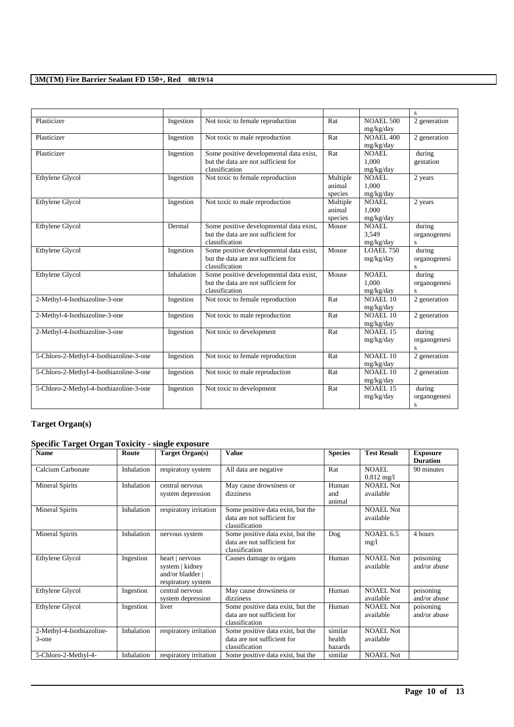| | | | | | s |
|---|---|---|---|---|---|
| Plasticizer | Ingestion | Not toxic to female reproduction | Rat | NOAEL 500 mg/kg/day | 2 generation |
| Plasticizer | Ingestion | Not toxic to male reproduction | Rat | NOAEL 400 mg/kg/day | 2 generation |
| Plasticizer | Ingestion | Some positive developmental data exist, but the data are not sufficient for classification | Rat | NOAEL 1,000 mg/kg/day | during gestation |
| Ethylene Glycol | Ingestion | Not toxic to female reproduction | Multiple animal species | NOAEL 1,000 mg/kg/day | 2 years |
| Ethylene Glycol | Ingestion | Not toxic to male reproduction | Multiple animal species | NOAEL 1,000 mg/kg/day | 2 years |
| Ethylene Glycol | Dermal | Some positive developmental data exist, but the data are not sufficient for classification | Mouse | NOAEL 3,549 mg/kg/day | during organogenesis |
| Ethylene Glycol | Ingestion | Some positive developmental data exist, but the data are not sufficient for classification | Mouse | LOAEL 750 mg/kg/day | during organogenesis |
| Ethylene Glycol | Inhalation | Some positive developmental data exist, but the data are not sufficient for classification | Mouse | NOAEL 1,000 mg/kg/day | during organogenesis |
| 2-Methyl-4-Isothiazoline-3-one | Ingestion | Not toxic to female reproduction | Rat | NOAEL 10 mg/kg/day | 2 generation |
| 2-Methyl-4-Isothiazoline-3-one | Ingestion | Not toxic to male reproduction | Rat | NOAEL 10 mg/kg/day | 2 generation |
| 2-Methyl-4-Isothiazoline-3-one | Ingestion | Not toxic to development | Rat | NOAEL 15 mg/kg/day | during organogenesis |
| 5-Chloro-2-Methyl-4-Isothiazoline-3-one | Ingestion | Not toxic to female reproduction | Rat | NOAEL 10 mg/kg/day | 2 generation |
| 5-Chloro-2-Methyl-4-Isothiazoline-3-one | Ingestion | Not toxic to male reproduction | Rat | NOAEL 10 mg/kg/day | 2 generation |
| 5-Chloro-2-Methyl-4-Isothiazoline-3-one | Ingestion | Not toxic to development | Rat | NOAEL 15 mg/kg/day | during organogenesis |

## Target Organ(s)

### Specific Target Organ Toxicity - single exposure

| Name | Route | Target Organ(s) | Value | Species | Test Result | Exposure Duration |
|---|---|---|---|---|---|---|
| Calcium Carbonate | Inhalation | respiratory system | All data are negative | Rat | NOAEL 0.812 mg/l | 90 minutes |
| Mineral Spirits | Inhalation | central nervous system depression | May cause drowsiness or dizziness | Human and animal | NOAEL Not available | |
| Mineral Spirits | Inhalation | respiratory irritation | Some positive data exist, but the data are not sufficient for classification | | NOAEL Not available | |
| Mineral Spirits | Inhalation | nervous system | Some positive data exist, but the data are not sufficient for classification | Dog | NOAEL 6.5 mg/l | 4 hours |
| Ethylene Glycol | Ingestion | heart \| nervous system \| kidney and/or bladder \| respiratory system | Causes damage to organs | Human | NOAEL Not available | poisoning and/or abuse |
| Ethylene Glycol | Ingestion | central nervous system depression | May cause drowsiness or dizziness | Human | NOAEL Not available | poisoning and/or abuse |
| Ethylene Glycol | Ingestion | liver | Some positive data exist, but the data are not sufficient for classification | Human | NOAEL Not available | poisoning and/or abuse |
| 2-Methyl-4-Isothiazoline-3-one | Inhalation | respiratory irritation | Some positive data exist, but the data are not sufficient for classification | similar health hazards | NOAEL Not available | |
| 5-Chloro-2-Methyl-4- | Inhalation | respiratory irritation | Some positive data exist, but the | similar | NOAEL Not | |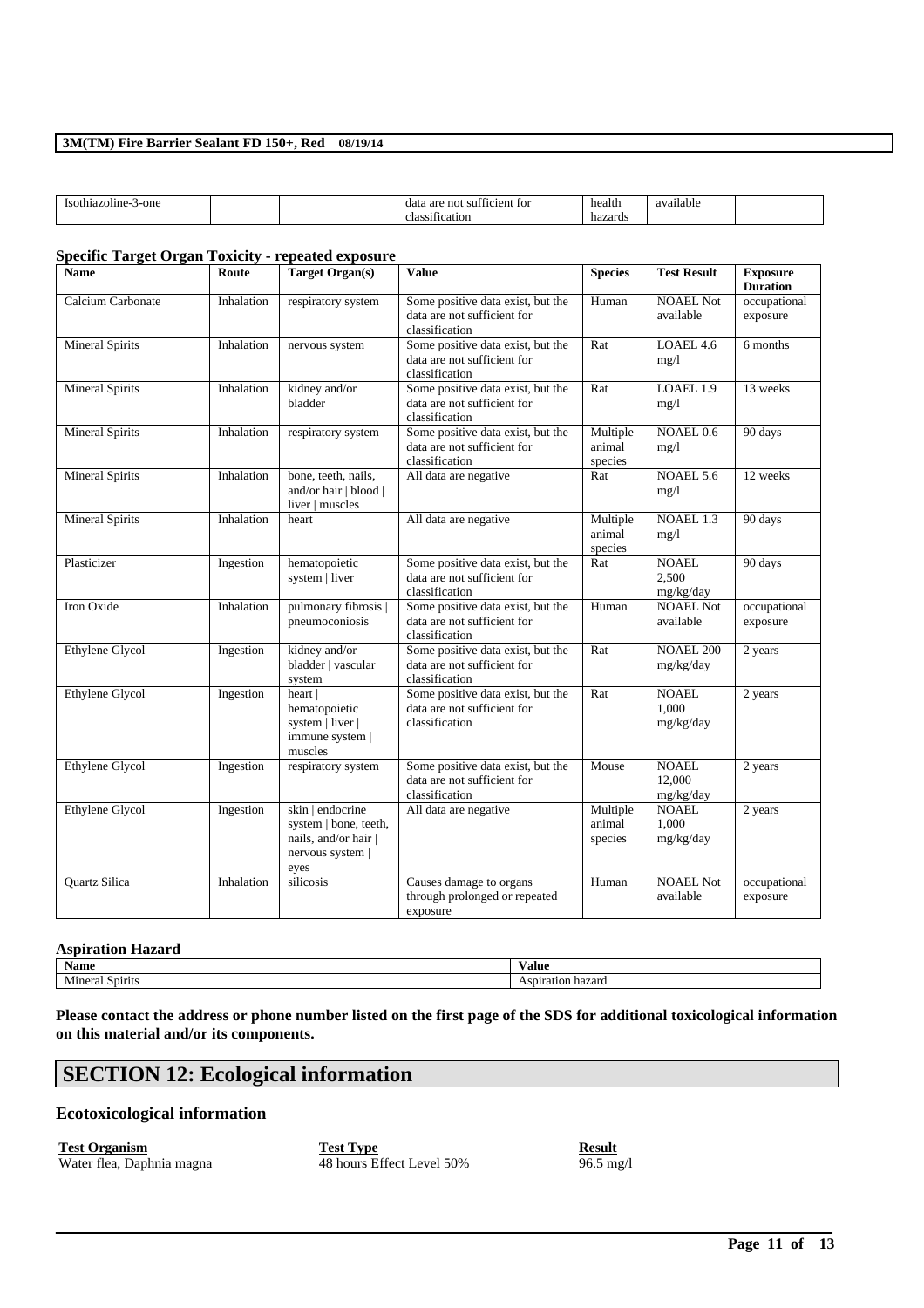| Isothiazoline-3-one | | | data are not sufficient for classification | health hazards | available | |
|---|---|---|---|---|---|---|

## Specific Target Organ Toxicity - repeated exposure

| Name | Route | Target Organ(s) | Value | Species | Test Result | Exposure Duration |
|---|---|---|---|---|---|---|
| Calcium Carbonate | Inhalation | respiratory system | Some positive data exist, but the data are not sufficient for classification | Human | NOAEL Not available | occupational exposure |
| Mineral Spirits | Inhalation | nervous system | Some positive data exist, but the data are not sufficient for classification | Rat | LOAEL 4.6 mg/l | 6 months |
| Mineral Spirits | Inhalation | kidney and/or bladder | Some positive data exist, but the data are not sufficient for classification | Rat | LOAEL 1.9 mg/l | 13 weeks |
| Mineral Spirits | Inhalation | respiratory system | Some positive data exist, but the data are not sufficient for classification | Multiple animal species | NOAEL 0.6 mg/l | 90 days |
| Mineral Spirits | Inhalation | bone, teeth, nails, and/or hair \| blood \| liver \| muscles | All data are negative | Rat | NOAEL 5.6 mg/l | 12 weeks |
| Mineral Spirits | Inhalation | heart | All data are negative | Multiple animal species | NOAEL 1.3 mg/l | 90 days |
| Plasticizer | Ingestion | hematopoietic system \| liver | Some positive data exist, but the data are not sufficient for classification | Rat | NOAEL 2,500 mg/kg/day | 90 days |
| Iron Oxide | Inhalation | pulmonary fibrosis \| pneumoconiosis | Some positive data exist, but the data are not sufficient for classification | Human | NOAEL Not available | occupational exposure |
| Ethylene Glycol | Ingestion | kidney and/or bladder \| vascular system | Some positive data exist, but the data are not sufficient for classification | Rat | NOAEL 200 mg/kg/day | 2 years |
| Ethylene Glycol | Ingestion | heart \| hematopoietic system \| liver \| immune system \| muscles | Some positive data exist, but the data are not sufficient for classification | Rat | NOAEL 1,000 mg/kg/day | 2 years |
| Ethylene Glycol | Ingestion | respiratory system | Some positive data exist, but the data are not sufficient for classification | Mouse | NOAEL 12,000 mg/kg/day | 2 years |
| Ethylene Glycol | Ingestion | skin \| endocrine system \| bone, teeth, nails, and/or hair \| nervous system \| eyes | All data are negative | Multiple animal species | NOAEL 1,000 mg/kg/day | 2 years |
| Quartz Silica | Inhalation | silicosis | Causes damage to organs through prolonged or repeated exposure | Human | NOAEL Not available | occupational exposure |

## Aspiration Hazard

| Name | Value |
|---|---|
| Mineral Spirits | Aspiration hazard |

**Please contact the address or phone number listed on the first page of the SDS for additional toxicological information on this material and/or its components.**

# SECTION 12: Ecological information

## Ecotoxicological information

| Test Organism | Test Type | Result |
|---|---|---|
| Water flea, Daphnia magna | 48 hours Effect Level 50% | 96.5 mg/l |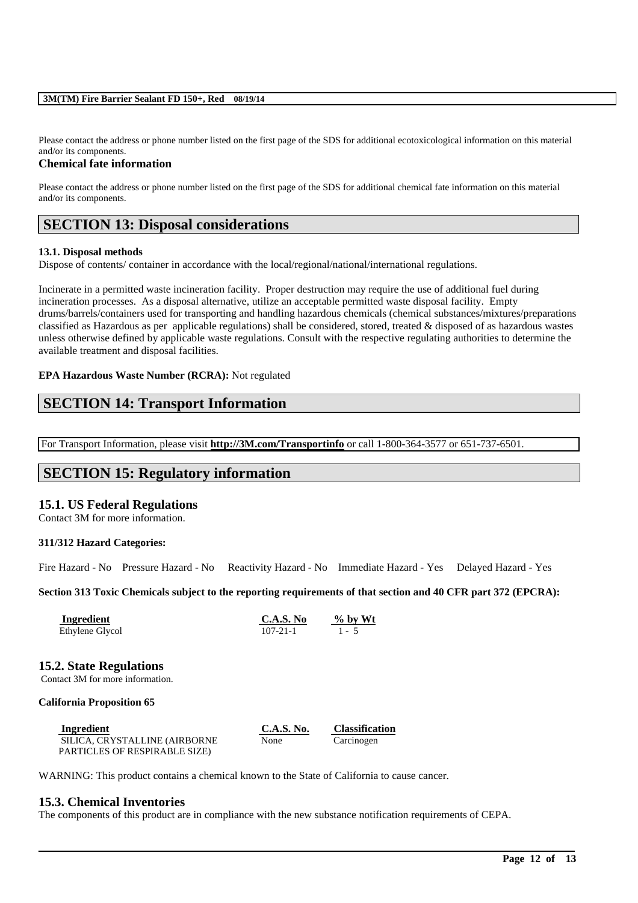Please contact the address or phone number listed on the first page of the SDS for additional ecotoxicological information on this material and/or its components.

### Chemical fate information

Please contact the address or phone number listed on the first page of the SDS for additional chemical fate information on this material and/or its components.

## SECTION 13: Disposal considerations

**13.1. Disposal methods**

Dispose of contents/ container in accordance with the local/regional/national/international regulations.

Incinerate in a permitted waste incineration facility. Proper destruction may require the use of additional fuel during incineration processes. As a disposal alternative, utilize an acceptable permitted waste disposal facility. Empty drums/barrels/containers used for transporting and handling hazardous chemicals (chemical substances/mixtures/preparations classified as Hazardous as per applicable regulations) shall be considered, stored, treated & disposed of as hazardous wastes unless otherwise defined by applicable waste regulations. Consult with the respective regulating authorities to determine the available treatment and disposal facilities.

**EPA Hazardous Waste Number (RCRA):** Not regulated

## SECTION 14: Transport Information

For Transport Information, please visit **http://3M.com/Transportinfo** or call 1-800-364-3577 or 651-737-6501.

## SECTION 15: Regulatory information

### 15.1. US Federal Regulations

Contact 3M for more information.

**311/312 Hazard Categories:**

Fire Hazard - No Pressure Hazard - No Reactivity Hazard - No Immediate Hazard - Yes Delayed Hazard - Yes

**Section 313 Toxic Chemicals subject to the reporting requirements of that section and 40 CFR part 372 (EPCRA):**

| Ingredient | C.A.S. No | % by Wt |
|---|---|---|
| Ethylene Glycol | 107-21-1 | 1 - 5 |

### 15.2. State Regulations

Contact 3M for more information.

**California Proposition 65**

| Ingredient | C.A.S. No. | Classification |
|---|---|---|
| SILICA, CRYSTALLINE (AIRBORNE PARTICLES OF RESPIRABLE SIZE) | None | Carcinogen |

WARNING: This product contains a chemical known to the State of California to cause cancer.

### 15.3. Chemical Inventories

The components of this product are in compliance with the new substance notification requirements of CEPA.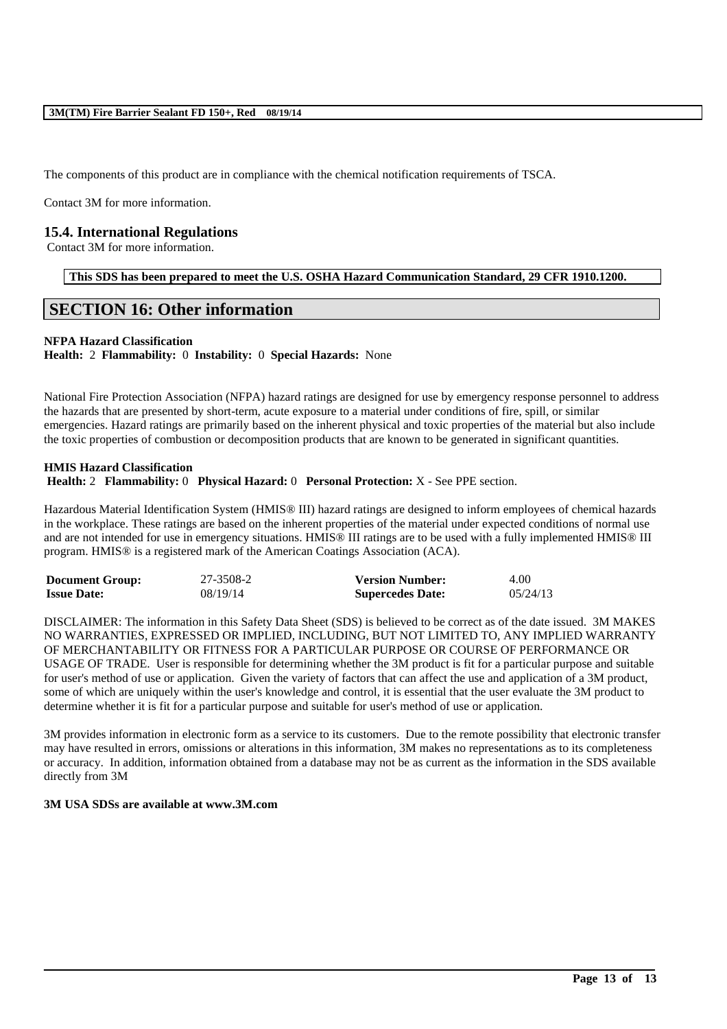The components of this product are in compliance with the chemical notification requirements of TSCA.

Contact 3M for more information.

### 15.4. International Regulations

Contact 3M for more information.

**This SDS has been prepared to meet the U.S. OSHA Hazard Communication Standard, 29 CFR 1910.1200.**

## SECTION 16: Other information

**NFPA Hazard Classification**
**Health:** 2 **Flammability:** 0 **Instability:** 0 **Special Hazards:** None

National Fire Protection Association (NFPA) hazard ratings are designed for use by emergency response personnel to address the hazards that are presented by short-term, acute exposure to a material under conditions of fire, spill, or similar emergencies. Hazard ratings are primarily based on the inherent physical and toxic properties of the material but also include the toxic properties of combustion or decomposition products that are known to be generated in significant quantities.

**HMIS Hazard Classification**
**Health:** 2 **Flammability:** 0 **Physical Hazard:** 0 **Personal Protection:** X - See PPE section.

Hazardous Material Identification System (HMIS® III) hazard ratings are designed to inform employees of chemical hazards in the workplace. These ratings are based on the inherent properties of the material under expected conditions of normal use and are not intended for use in emergency situations. HMIS® III ratings are to be used with a fully implemented HMIS® III program. HMIS® is a registered mark of the American Coatings Association (ACA).

| | | | |
|---|---|---|---|
| **Document Group:** | 27-3508-2 | **Version Number:** | 4.00 |
| **Issue Date:** | 08/19/14 | **Supercedes Date:** | 05/24/13 |

DISCLAIMER: The information in this Safety Data Sheet (SDS) is believed to be correct as of the date issued. 3M MAKES NO WARRANTIES, EXPRESSED OR IMPLIED, INCLUDING, BUT NOT LIMITED TO, ANY IMPLIED WARRANTY OF MERCHANTABILITY OR FITNESS FOR A PARTICULAR PURPOSE OR COURSE OF PERFORMANCE OR USAGE OF TRADE. User is responsible for determining whether the 3M product is fit for a particular purpose and suitable for user's method of use or application. Given the variety of factors that can affect the use and application of a 3M product, some of which are uniquely within the user's knowledge and control, it is essential that the user evaluate the 3M product to determine whether it is fit for a particular purpose and suitable for user's method of use or application.

3M provides information in electronic form as a service to its customers. Due to the remote possibility that electronic transfer may have resulted in errors, omissions or alterations in this information, 3M makes no representations as to its completeness or accuracy. In addition, information obtained from a database may not be as current as the information in the SDS available directly from 3M

**3M USA SDSs are available at www.3M.com**